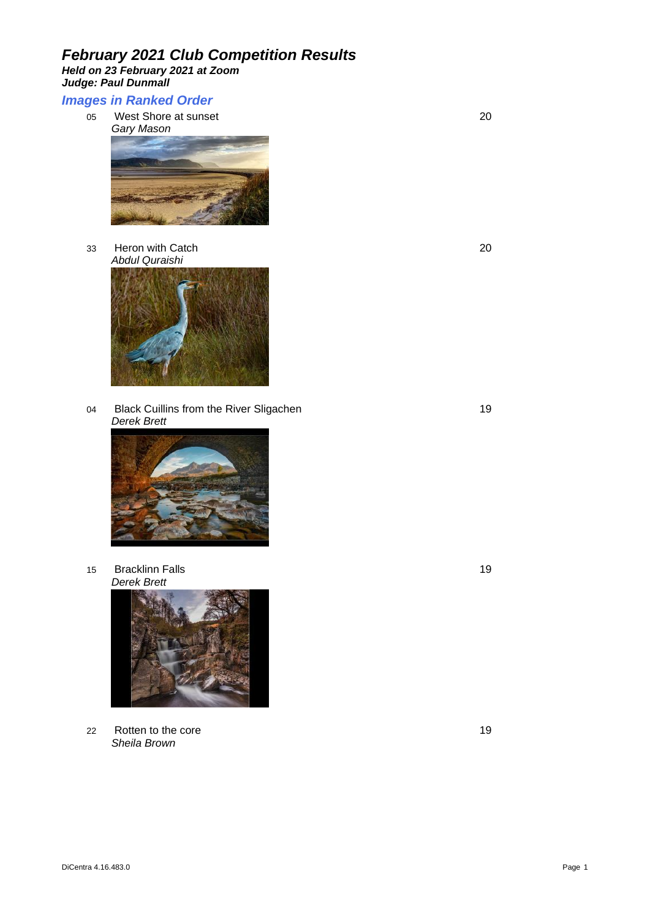# February 2021 Club Competition Results

***Held on 23 February 2021 at Zoom***
***Judge: Paul Dunmall***

## Images in Ranked Order

| No. | Title / Author | Score |
|---|---|---|
| 05 | West Shore at sunset<br>*Gary Mason* | 20 |
| 33 | Heron with Catch<br>*Abdul Quraishi* | 20 |
| 04 | Black Cuillins from the River Sligachen<br>*Derek Brett* | 19 |
| 15 | Bracklinn Falls<br>*Derek Brett* | 19 |
| 22 | Rotten to the core<br>*Sheila Brown* | 19 |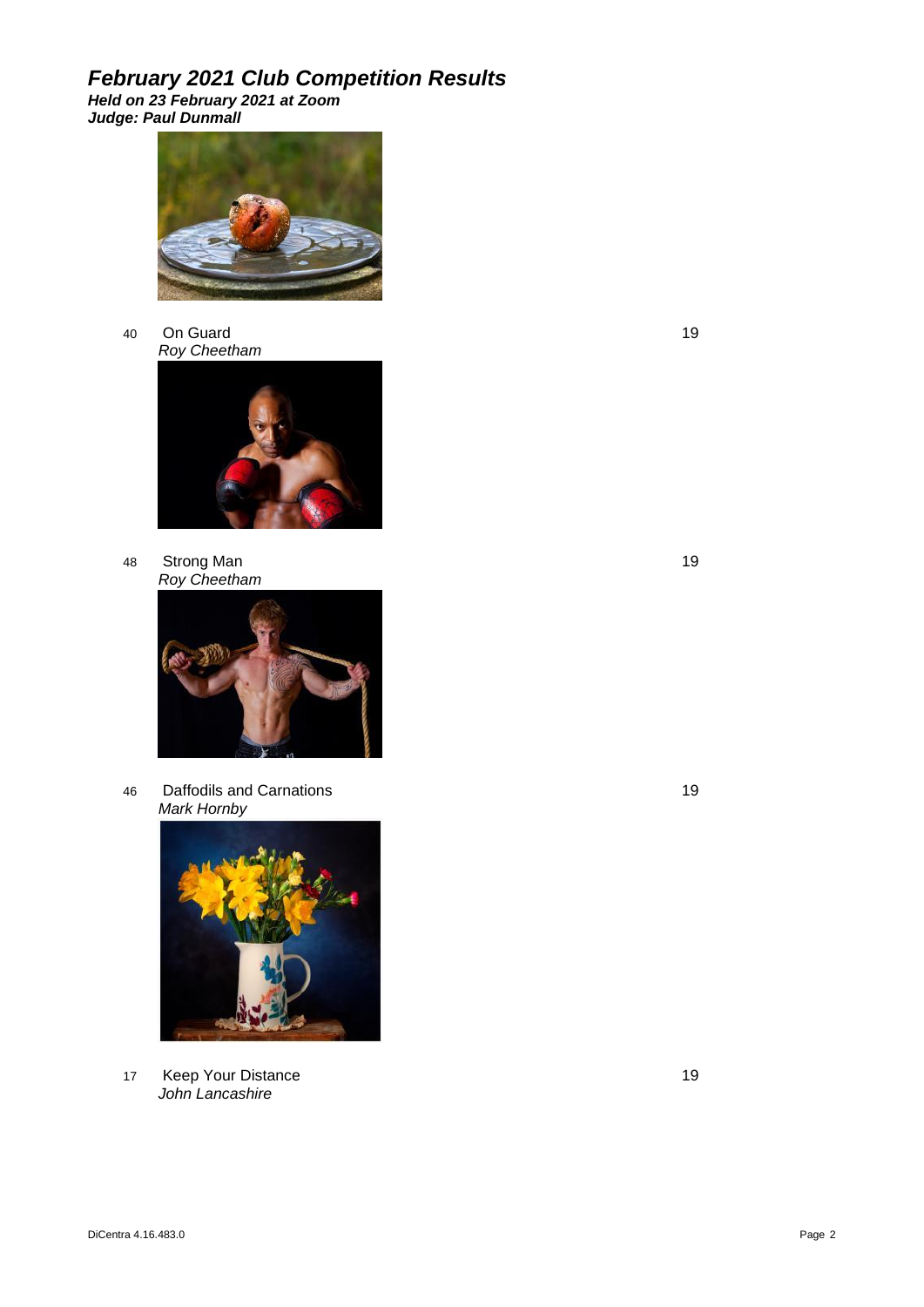# February 2021 Club Competition Results

***Held on 23 February 2021 at Zoom***
***Judge: Paul Dunmall***

40 On Guard — 19
*Roy Cheetham*

48 Strong Man — 19
*Roy Cheetham*

46 Daffodils and Carnations — 19
*Mark Hornby*

17 Keep Your Distance — 19
*John Lancashire*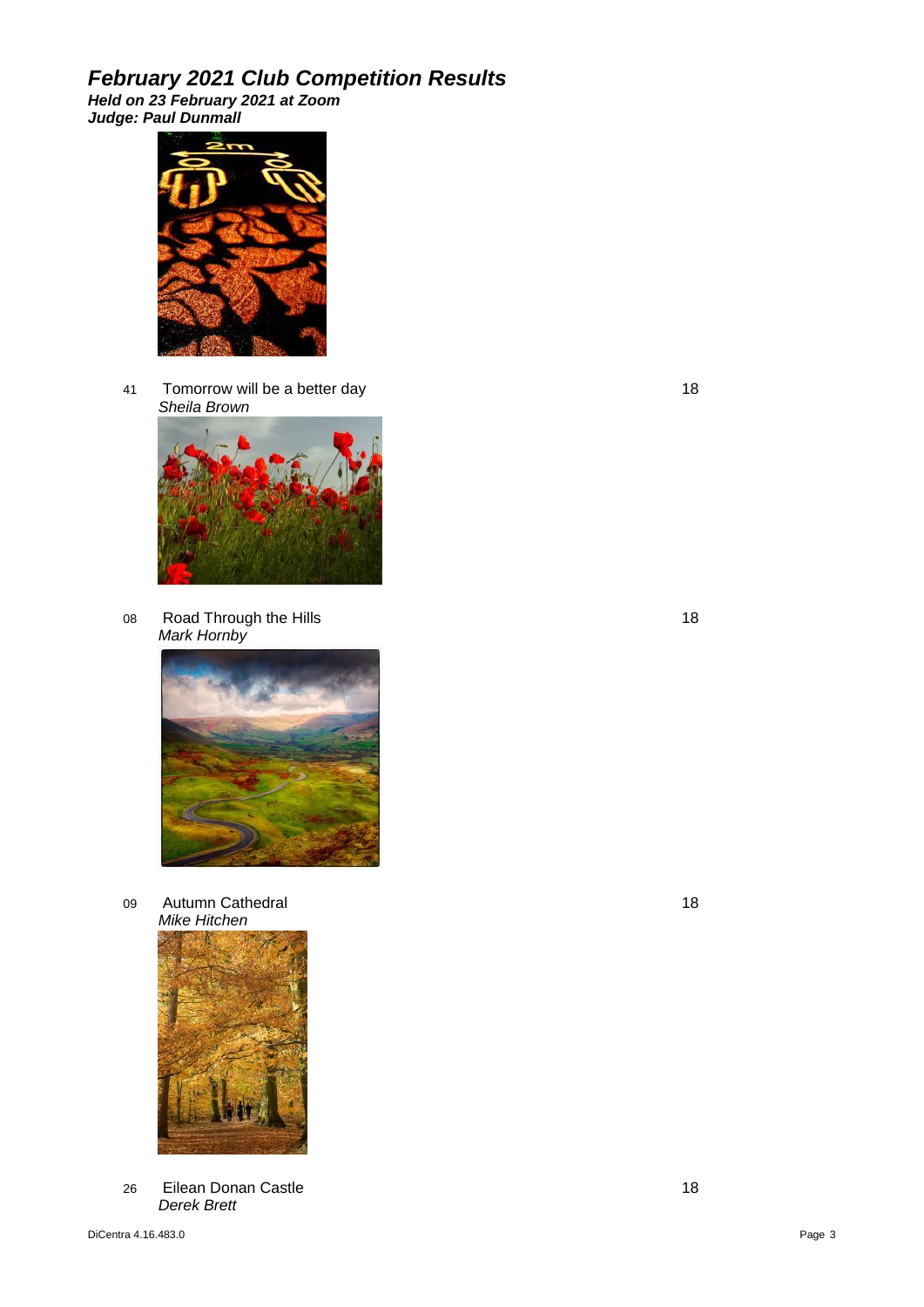# February 2021 Club Competition Results

***Held on 23 February 2021 at Zoom***
***Judge: Paul Dunmall***

41 Tomorrow will be a better day — 18
*Sheila Brown*

08 Road Through the Hills — 18
*Mark Hornby*

09 Autumn Cathedral — 18
*Mike Hitchen*

26 Eilean Donan Castle — 18
*Derek Brett*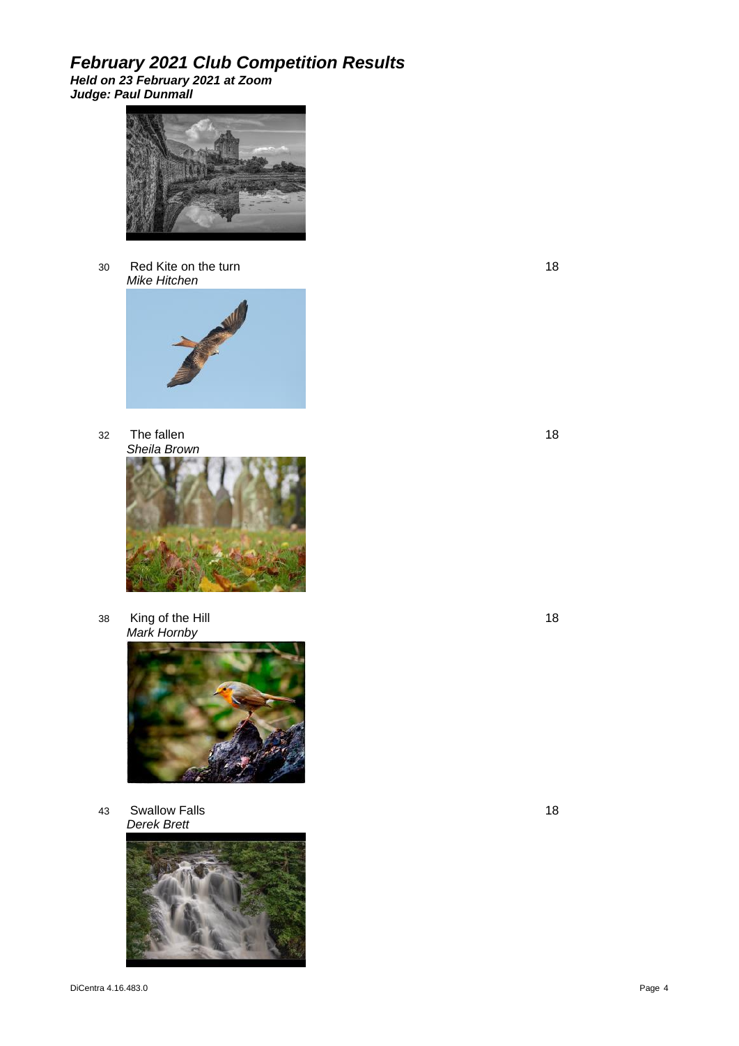## *February 2021 Club Competition Results*

***Held on 23 February 2021 at Zoom***
***Judge: Paul Dunmall***

30 Red Kite on the turn — 18
*Mike Hitchen*

32 The fallen — 18
*Sheila Brown*

38 King of the Hill — 18
*Mark Hornby*

43 Swallow Falls — 18
*Derek Brett*

DiCentra 4.16.483.0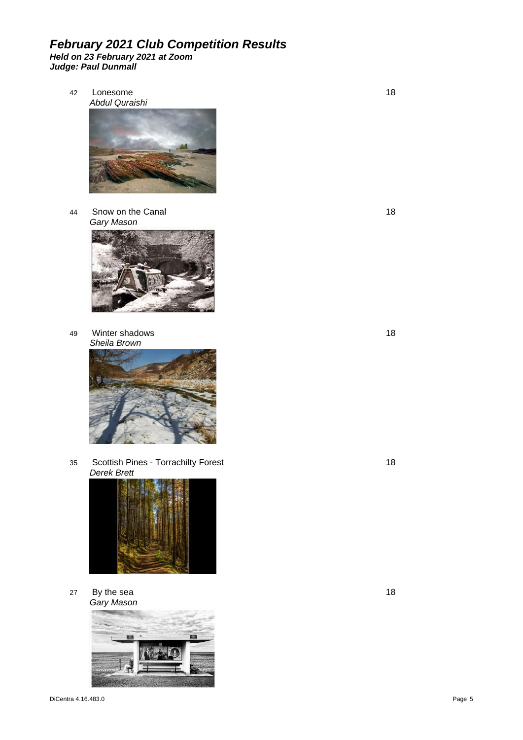## *February 2021 Club Competition Results*

***Held on 23 February 2021 at Zoom***
***Judge: Paul Dunmall***

42 Lonesome — 18
*Abdul Quraishi*

44 Snow on the Canal — 18
*Gary Mason*

49 Winter shadows — 18
*Sheila Brown*

35 Scottish Pines - Torrachilty Forest — 18
*Derek Brett*

27 By the sea — 18
*Gary Mason*

DiCentra 4.16.483.0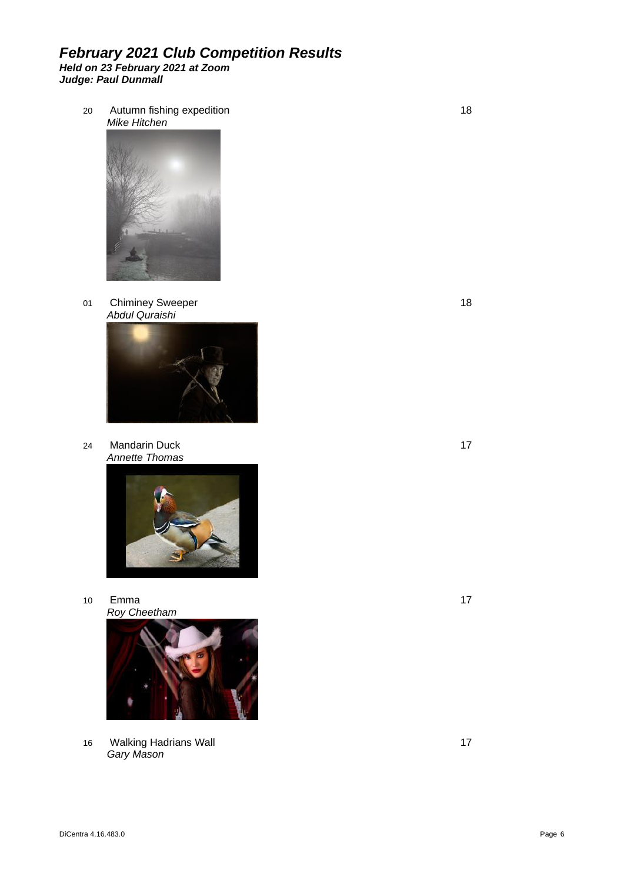# *February 2021 Club Competition Results*

***Held on 23 February 2021 at Zoom***
***Judge: Paul Dunmall***

| No. | Title / Author | Score |
|---|---|---|
| 20 | Autumn fishing expedition<br>*Mike Hitchen* | 18 |
| 01 | Chiminey Sweeper<br>*Abdul Quraishi* | 18 |
| 24 | Mandarin Duck<br>*Annette Thomas* | 17 |
| 10 | Emma<br>*Roy Cheetham* | 17 |
| 16 | Walking Hadrians Wall<br>*Gary Mason* | 17 |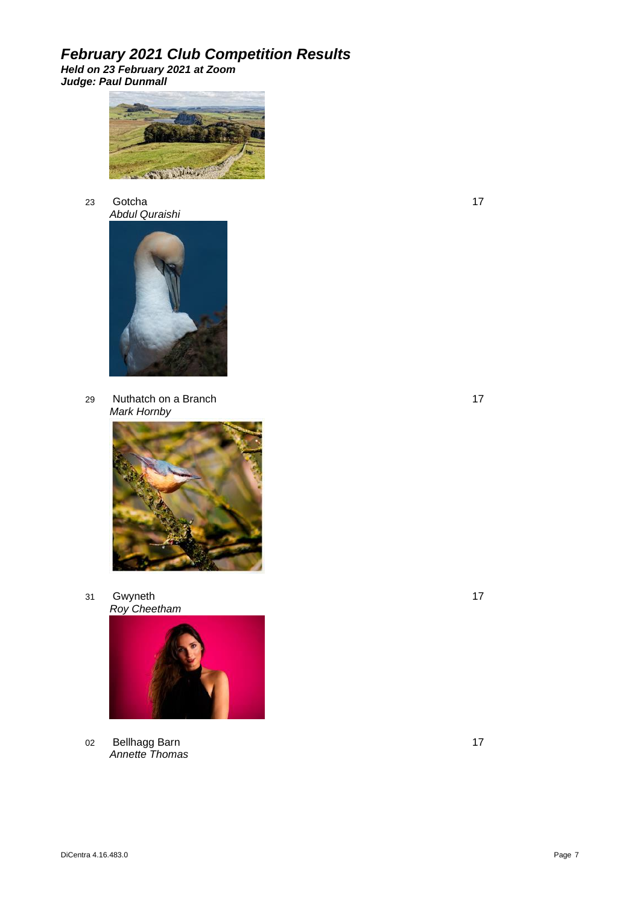# February 2021 Club Competition Results

***Held on 23 February 2021 at Zoom***
***Judge: Paul Dunmall***

23 Gotcha — 17
*Abdul Quraishi*

29 Nuthatch on a Branch — 17
*Mark Hornby*

31 Gwyneth — 17
*Roy Cheetham*

02 Bellhagg Barn — 17
*Annette Thomas*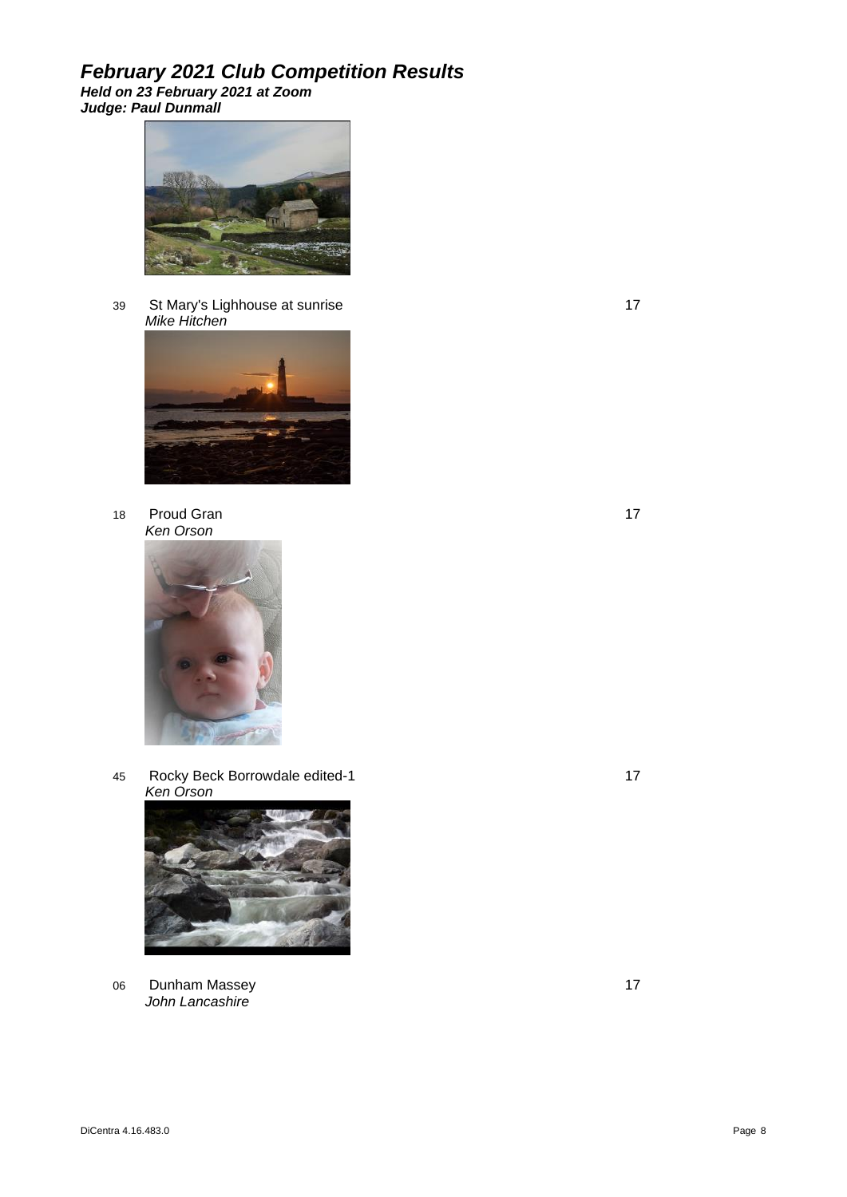# February 2021 Club Competition Results

***Held on 23 February 2021 at Zoom***
***Judge: Paul Dunmall***

39 St Mary's Lighhouse at sunrise — 17
*Mike Hitchen*

18 Proud Gran — 17
*Ken Orson*

45 Rocky Beck Borrowdale edited-1 — 17
*Ken Orson*

06 Dunham Massey — 17
*John Lancashire*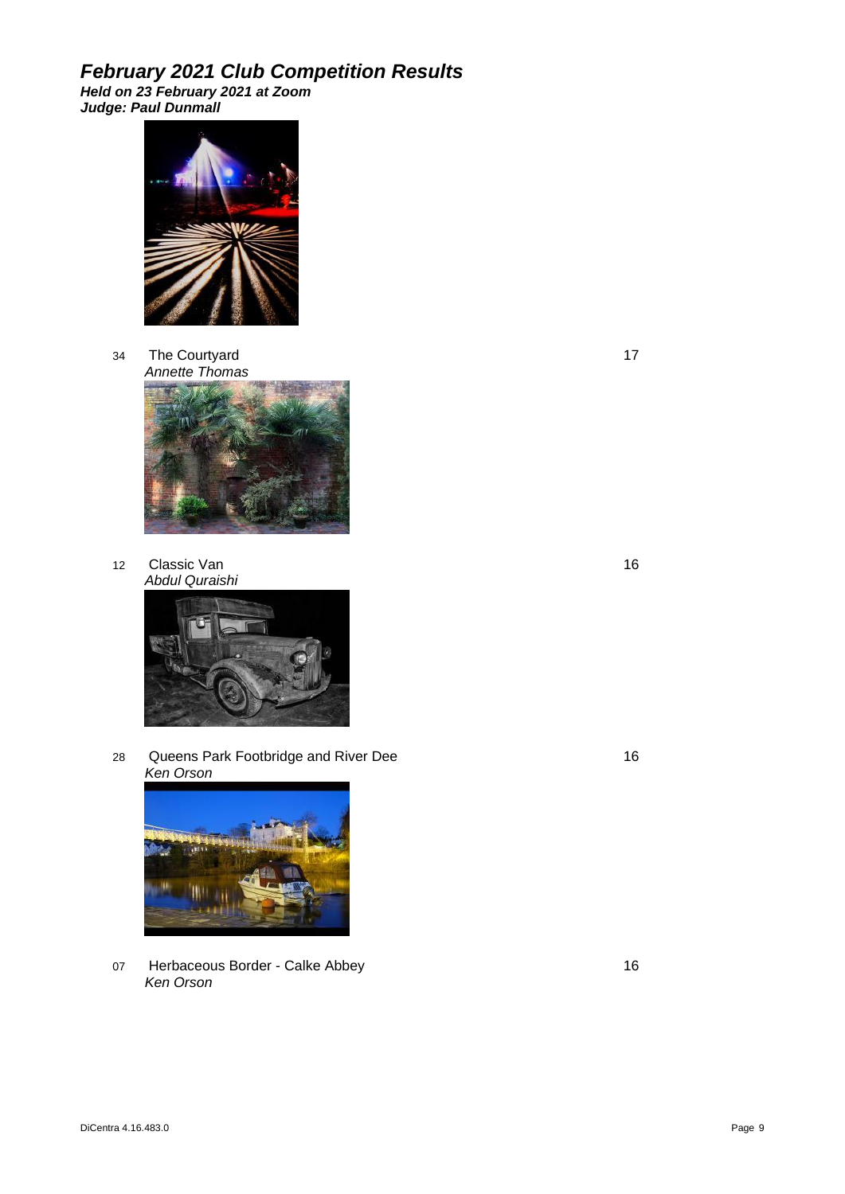# February 2021 Club Competition Results

***Held on 23 February 2021 at Zoom***
***Judge: Paul Dunmall***

| No. | Title / Author | Score |
|---|---|---|
| 34 | The Courtyard<br>*Annette Thomas* | 17 |
| 12 | Classic Van<br>*Abdul Quraishi* | 16 |
| 28 | Queens Park Footbridge and River Dee<br>*Ken Orson* | 16 |
| 07 | Herbaceous Border - Calke Abbey<br>*Ken Orson* | 16 |

DiCentra 4.16.483.0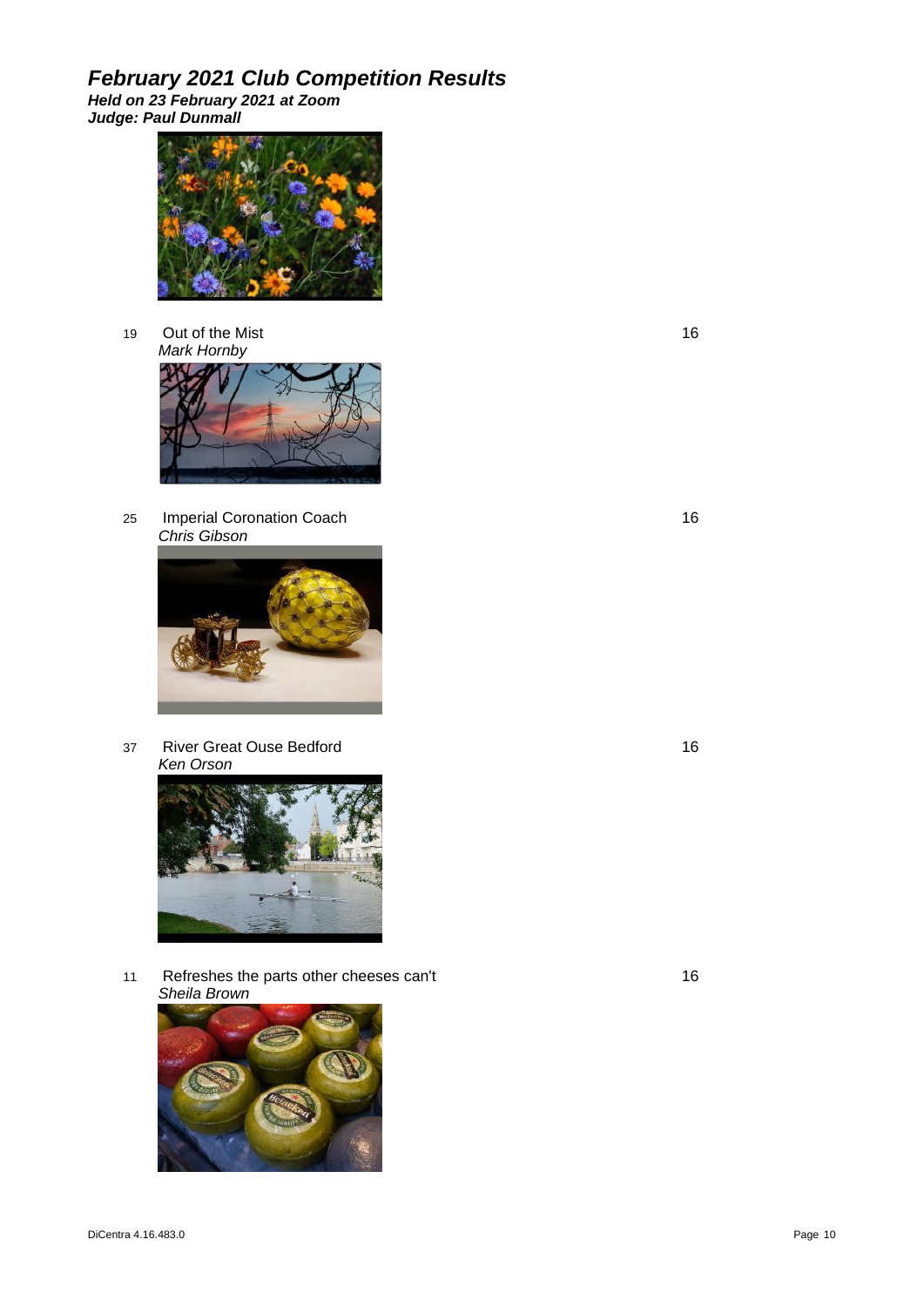# February 2021 Club Competition Results

***Held on 23 February 2021 at Zoom***
***Judge: Paul Dunmall***

19 Out of the Mist — 16
*Mark Hornby*

25 Imperial Coronation Coach — 16
*Chris Gibson*

37 River Great Ouse Bedford — 16
*Ken Orson*

11 Refreshes the parts other cheeses can't — 16
*Sheila Brown*

DiCentra 4.16.483.0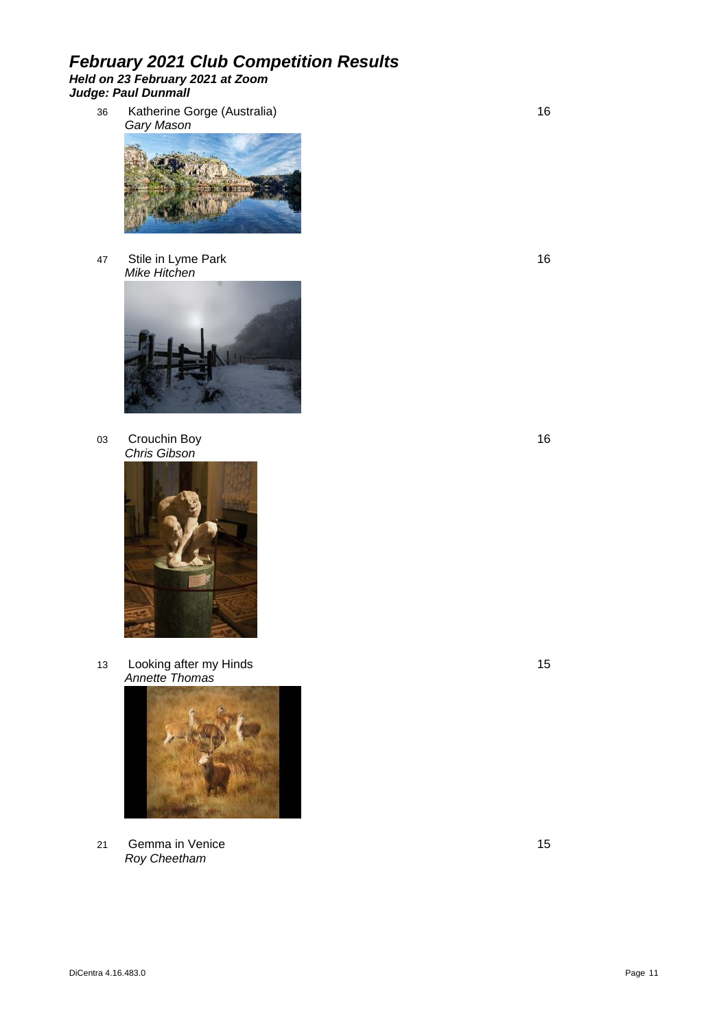# February 2021 Club Competition Results

***Held on 23 February 2021 at Zoom***
***Judge: Paul Dunmall***

36 Katherine Gorge (Australia) — 16
*Gary Mason*

47 Stile in Lyme Park — 16
*Mike Hitchen*

03 Crouchin Boy — 16
*Chris Gibson*

13 Looking after my Hinds — 15
*Annette Thomas*

21 Gemma in Venice — 15
*Roy Cheetham*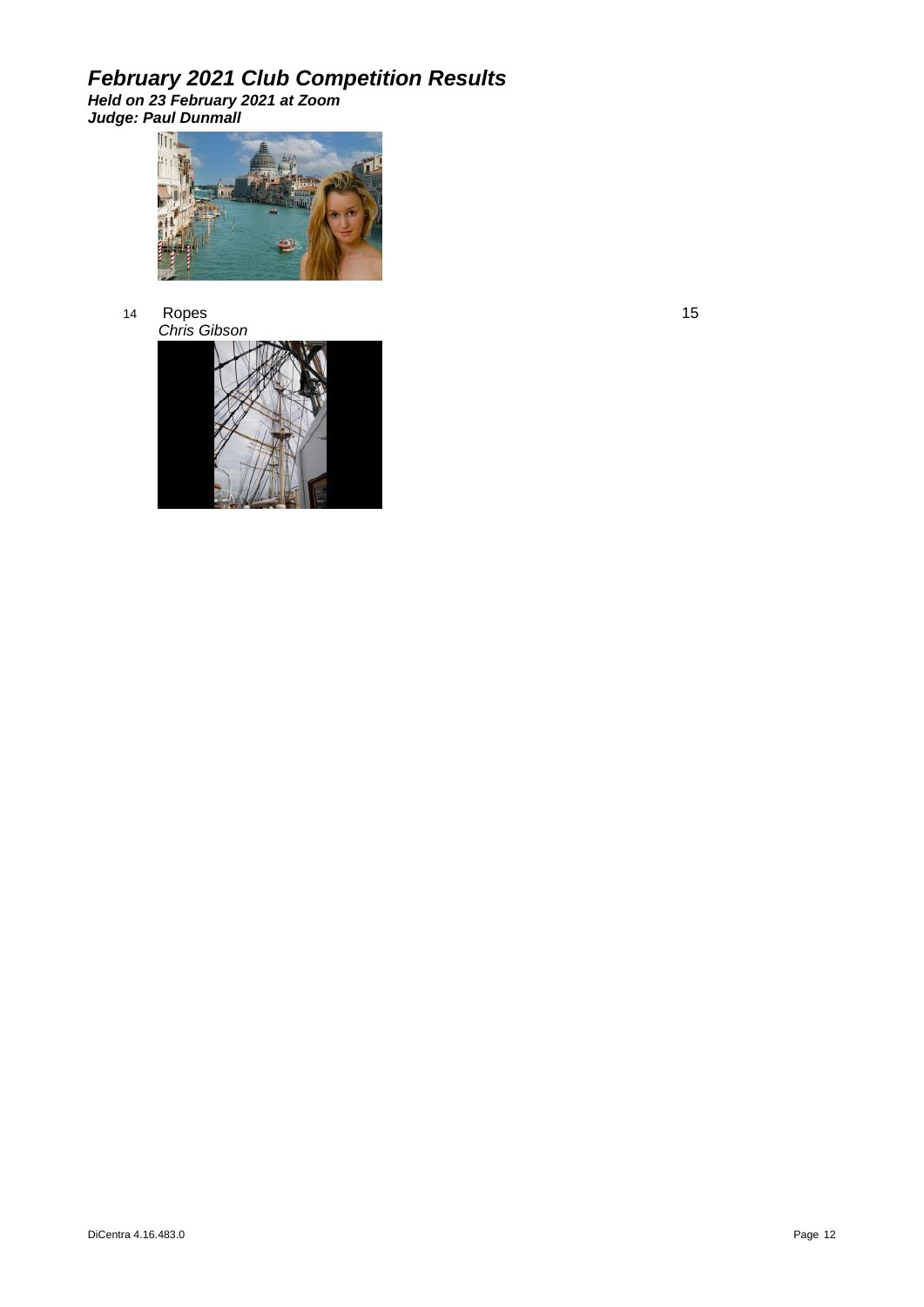## *February 2021 Club Competition Results*

***Held on 23 February 2021 at Zoom***
***Judge: Paul Dunmall***

14 Ropes 15
*Chris Gibson*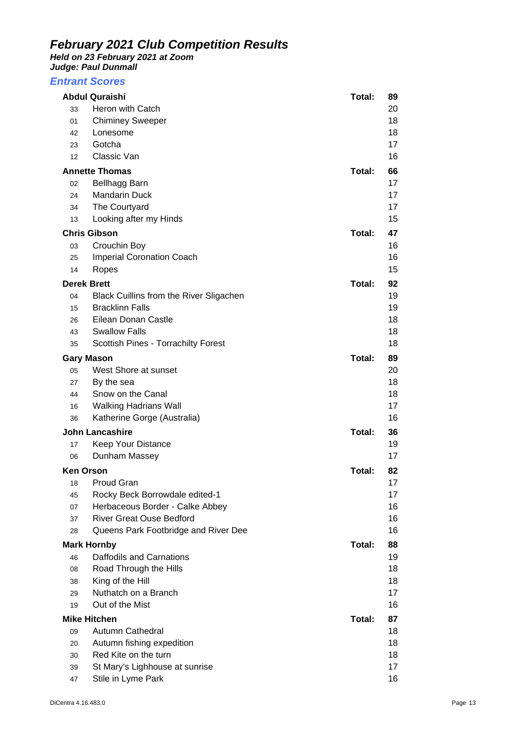# February 2021 Club Competition Results

***Held on 23 February 2021 at Zoom***
***Judge: Paul Dunmall***

## Entrant Scores

| | | |
|---|---|---|
| **Abdul Quraishi** | **Total:** | **89** |
| 33 | Heron with Catch | 20 |
| 01 | Chiminey Sweeper | 18 |
| 42 | Lonesome | 18 |
| 23 | Gotcha | 17 |
| 12 | Classic Van | 16 |
| **Annette Thomas** | **Total:** | **66** |
| 02 | Bellhagg Barn | 17 |
| 24 | Mandarin Duck | 17 |
| 34 | The Courtyard | 17 |
| 13 | Looking after my Hinds | 15 |
| **Chris Gibson** | **Total:** | **47** |
| 03 | Crouchin Boy | 16 |
| 25 | Imperial Coronation Coach | 16 |
| 14 | Ropes | 15 |
| **Derek Brett** | **Total:** | **92** |
| 04 | Black Cuillins from the River Sligachen | 19 |
| 15 | Bracklinn Falls | 19 |
| 26 | Eilean Donan Castle | 18 |
| 43 | Swallow Falls | 18 |
| 35 | Scottish Pines - Torrachilty Forest | 18 |
| **Gary Mason** | **Total:** | **89** |
| 05 | West Shore at sunset | 20 |
| 27 | By the sea | 18 |
| 44 | Snow on the Canal | 18 |
| 16 | Walking Hadrians Wall | 17 |
| 36 | Katherine Gorge (Australia) | 16 |
| **John Lancashire** | **Total:** | **36** |
| 17 | Keep Your Distance | 19 |
| 06 | Dunham Massey | 17 |
| **Ken Orson** | **Total:** | **82** |
| 18 | Proud Gran | 17 |
| 45 | Rocky Beck Borrowdale edited-1 | 17 |
| 07 | Herbaceous Border - Calke Abbey | 16 |
| 37 | River Great Ouse Bedford | 16 |
| 28 | Queens Park Footbridge and River Dee | 16 |
| **Mark Hornby** | **Total:** | **88** |
| 46 | Daffodils and Carnations | 19 |
| 08 | Road Through the Hills | 18 |
| 38 | King of the Hill | 18 |
| 29 | Nuthatch on a Branch | 17 |
| 19 | Out of the Mist | 16 |
| **Mike Hitchen** | **Total:** | **87** |
| 09 | Autumn Cathedral | 18 |
| 20 | Autumn fishing expedition | 18 |
| 30 | Red Kite on the turn | 18 |
| 39 | St Mary's Lighouse at sunrise | 17 |
| 47 | Stile in Lyme Park | 16 |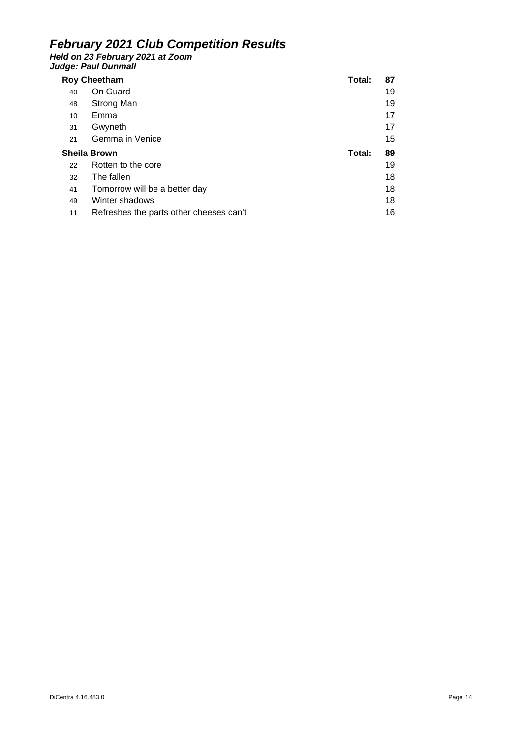# *February 2021 Club Competition Results*

***Held on 23 February 2021 at Zoom***
***Judge: Paul Dunmall***

| | | |
|---|---|---|
| **Roy Cheetham** | **Total:** | **87** |
| 40 | On Guard | 19 |
| 48 | Strong Man | 19 |
| 10 | Emma | 17 |
| 31 | Gwyneth | 17 |
| 21 | Gemma in Venice | 15 |
| **Sheila Brown** | **Total:** | **89** |
| 22 | Rotten to the core | 19 |
| 32 | The fallen | 18 |
| 41 | Tomorrow will be a better day | 18 |
| 49 | Winter shadows | 18 |
| 11 | Refreshes the parts other cheeses can't | 16 |

DiCentra 4.16.483.0